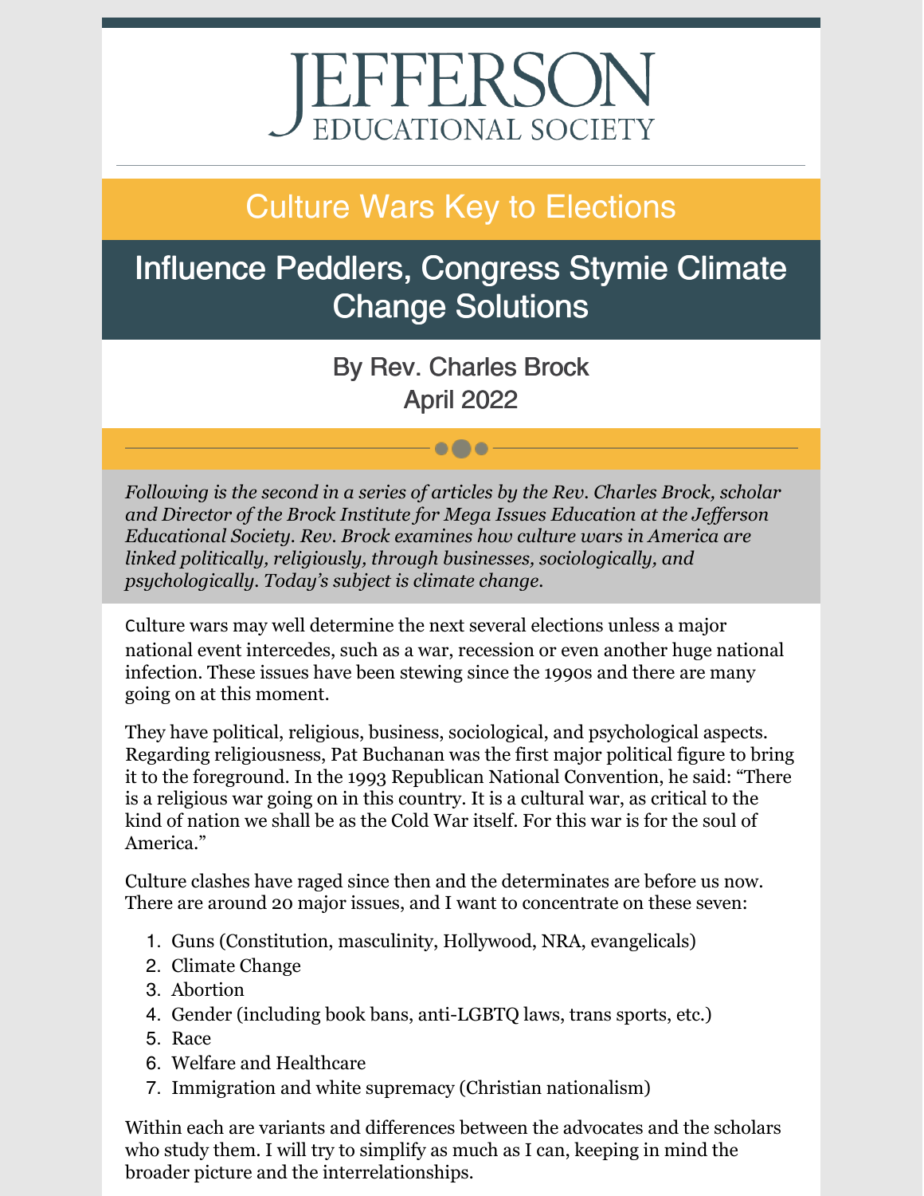# JEFFERSON
EDUCATIONAL SOCIETY

## Culture Wars Key to Elections

## Influence Peddlers, Congress Stymie Climate Change Solutions

By Rev. Charles Brock
April 2022

*Following is the second in a series of articles by the Rev. Charles Brock, scholar and Director of the Brock Institute for Mega Issues Education at the Jefferson Educational Society. Rev. Brock examines how culture wars in America are linked politically, religiously, through businesses, sociologically, and psychologically. Today's subject is climate change.*

Culture wars may well determine the next several elections unless a major national event intercedes, such as a war, recession or even another huge national infection. These issues have been stewing since the 1990s and there are many going on at this moment.

They have political, religious, business, sociological, and psychological aspects. Regarding religiousness, Pat Buchanan was the first major political figure to bring it to the foreground. In the 1993 Republican National Convention, he said: "There is a religious war going on in this country. It is a cultural war, as critical to the kind of nation we shall be as the Cold War itself. For this war is for the soul of America."

Culture clashes have raged since then and the determinates are before us now. There are around 20 major issues, and I want to concentrate on these seven:

1. Guns (Constitution, masculinity, Hollywood, NRA, evangelicals)
2. Climate Change
3. Abortion
4. Gender (including book bans, anti-LGBTQ laws, trans sports, etc.)
5. Race
6. Welfare and Healthcare
7. Immigration and white supremacy (Christian nationalism)

Within each are variants and differences between the advocates and the scholars who study them. I will try to simplify as much as I can, keeping in mind the broader picture and the interrelationships.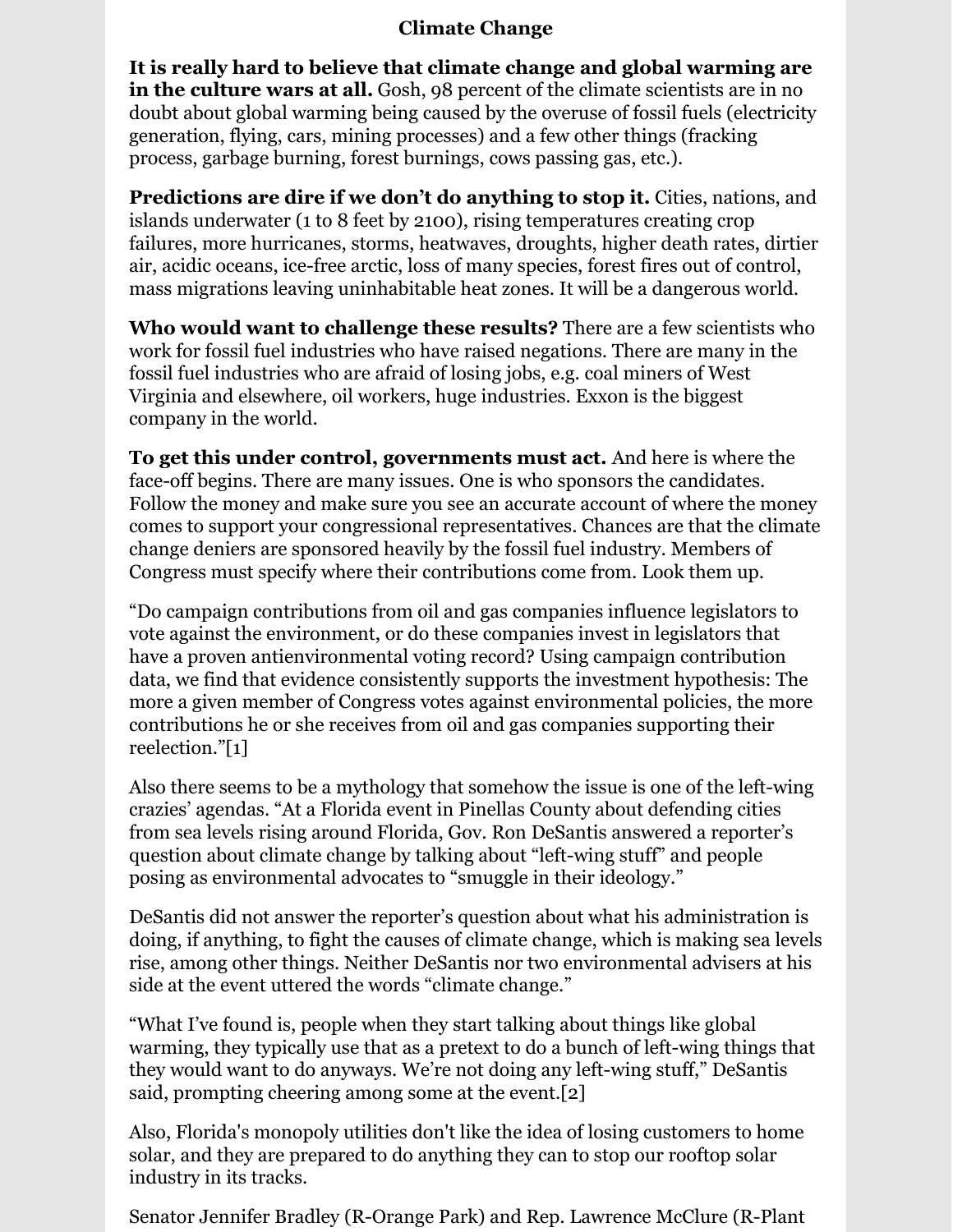# Climate Change

**It is really hard to believe that climate change and global warming are in the culture wars at all.** Gosh, 98 percent of the climate scientists are in no doubt about global warming being caused by the overuse of fossil fuels (electricity generation, flying, cars, mining processes) and a few other things (fracking process, garbage burning, forest burnings, cows passing gas, etc.).

**Predictions are dire if we don't do anything to stop it.** Cities, nations, and islands underwater (1 to 8 feet by 2100), rising temperatures creating crop failures, more hurricanes, storms, heatwaves, droughts, higher death rates, dirtier air, acidic oceans, ice-free arctic, loss of many species, forest fires out of control, mass migrations leaving uninhabitable heat zones. It will be a dangerous world.

**Who would want to challenge these results?** There are a few scientists who work for fossil fuel industries who have raised negations. There are many in the fossil fuel industries who are afraid of losing jobs, e.g. coal miners of West Virginia and elsewhere, oil workers, huge industries. Exxon is the biggest company in the world.

**To get this under control, governments must act.** And here is where the face-off begins. There are many issues. One is who sponsors the candidates. Follow the money and make sure you see an accurate account of where the money comes to support your congressional representatives. Chances are that the climate change deniers are sponsored heavily by the fossil fuel industry. Members of Congress must specify where their contributions come from. Look them up.

"Do campaign contributions from oil and gas companies influence legislators to vote against the environment, or do these companies invest in legislators that have a proven antienvironmental voting record? Using campaign contribution data, we find that evidence consistently supports the investment hypothesis: The more a given member of Congress votes against environmental policies, the more contributions he or she receives from oil and gas companies supporting their reelection."[1]

Also there seems to be a mythology that somehow the issue is one of the left-wing crazies' agendas. "At a Florida event in Pinellas County about defending cities from sea levels rising around Florida, Gov. Ron DeSantis answered a reporter's question about climate change by talking about "left-wing stuff" and people posing as environmental advocates to "smuggle in their ideology."

DeSantis did not answer the reporter's question about what his administration is doing, if anything, to fight the causes of climate change, which is making sea levels rise, among other things. Neither DeSantis nor two environmental advisers at his side at the event uttered the words "climate change."

"What I've found is, people when they start talking about things like global warming, they typically use that as a pretext to do a bunch of left-wing things that they would want to do anyways. We're not doing any left-wing stuff," DeSantis said, prompting cheering among some at the event.[2]

Also, Florida's monopoly utilities don't like the idea of losing customers to home solar, and they are prepared to do anything they can to stop our rooftop solar industry in its tracks.

Senator Jennifer Bradley (R-Orange Park) and Rep. Lawrence McClure (R-Plant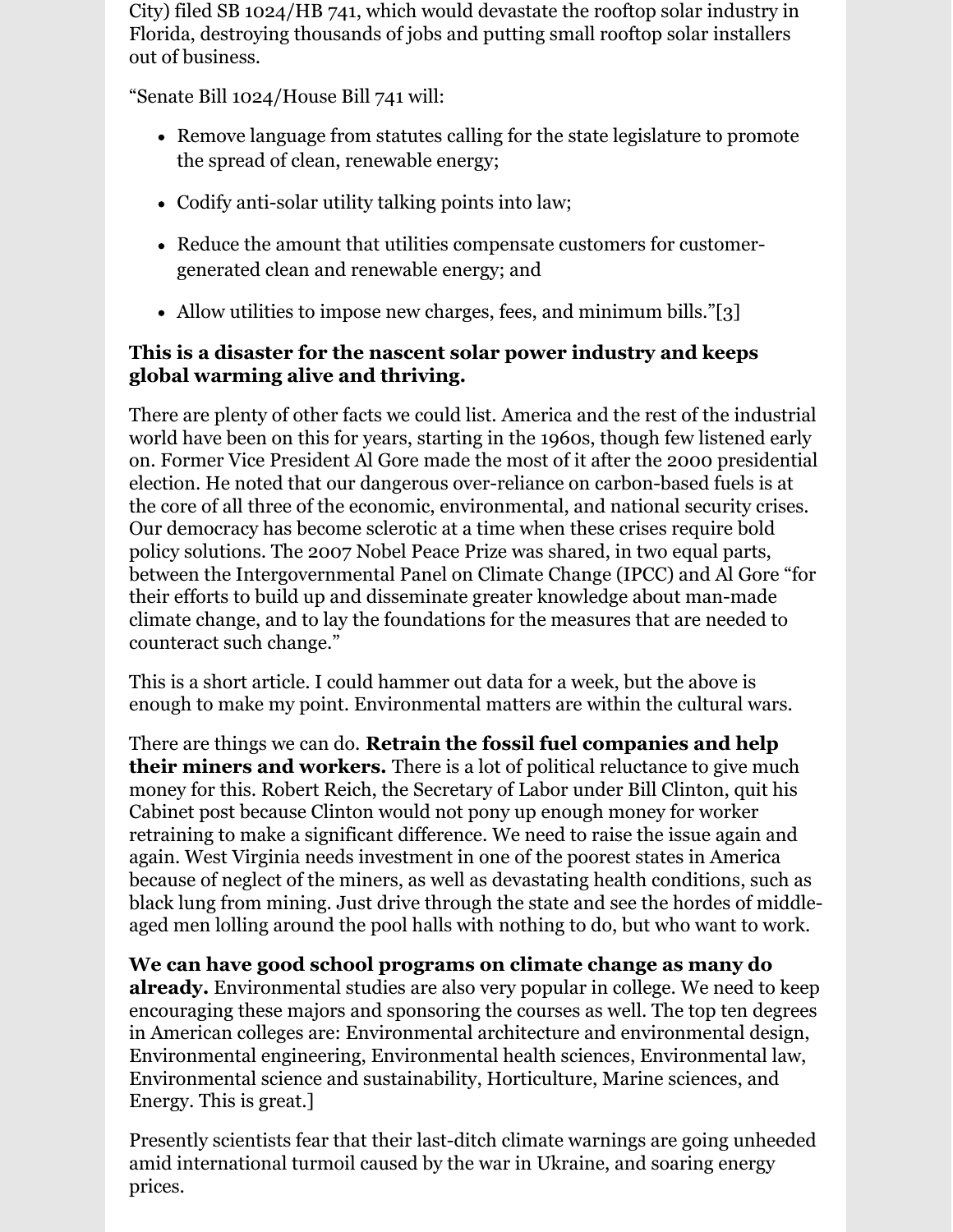City) filed SB 1024/HB 741, which would devastate the rooftop solar industry in Florida, destroying thousands of jobs and putting small rooftop solar installers out of business.

"Senate Bill 1024/House Bill 741 will:

- Remove language from statutes calling for the state legislature to promote the spread of clean, renewable energy;
- Codify anti-solar utility talking points into law;
- Reduce the amount that utilities compensate customers for customer-generated clean and renewable energy; and
- Allow utilities to impose new charges, fees, and minimum bills."[3]

**This is a disaster for the nascent solar power industry and keeps global warming alive and thriving.**

There are plenty of other facts we could list. America and the rest of the industrial world have been on this for years, starting in the 1960s, though few listened early on. Former Vice President Al Gore made the most of it after the 2000 presidential election. He noted that our dangerous over-reliance on carbon-based fuels is at the core of all three of the economic, environmental, and national security crises. Our democracy has become sclerotic at a time when these crises require bold policy solutions. The 2007 Nobel Peace Prize was shared, in two equal parts, between the Intergovernmental Panel on Climate Change (IPCC) and Al Gore "for their efforts to build up and disseminate greater knowledge about man-made climate change, and to lay the foundations for the measures that are needed to counteract such change."

This is a short article. I could hammer out data for a week, but the above is enough to make my point. Environmental matters are within the cultural wars.

There are things we can do. **Retrain the fossil fuel companies and help their miners and workers.** There is a lot of political reluctance to give much money for this. Robert Reich, the Secretary of Labor under Bill Clinton, quit his Cabinet post because Clinton would not pony up enough money for worker retraining to make a significant difference. We need to raise the issue again and again. West Virginia needs investment in one of the poorest states in America because of neglect of the miners, as well as devastating health conditions, such as black lung from mining. Just drive through the state and see the hordes of middle-aged men lolling around the pool halls with nothing to do, but who want to work.

**We can have good school programs on climate change as many do already.** Environmental studies are also very popular in college. We need to keep encouraging these majors and sponsoring the courses as well. The top ten degrees in American colleges are: Environmental architecture and environmental design, Environmental engineering, Environmental health sciences, Environmental law, Environmental science and sustainability, Horticulture, Marine sciences, and Energy. This is great.]

Presently scientists fear that their last-ditch climate warnings are going unheeded amid international turmoil caused by the war in Ukraine, and soaring energy prices.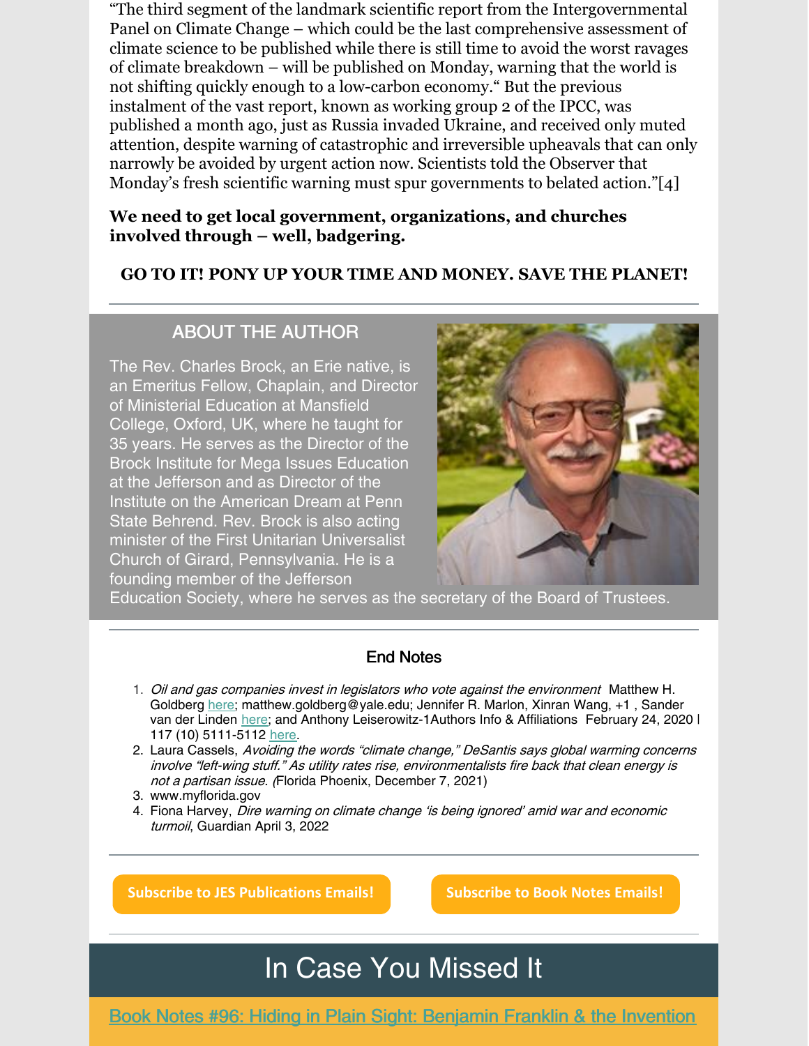"The third segment of the landmark scientific report from the Intergovernmental Panel on Climate Change – which could be the last comprehensive assessment of climate science to be published while there is still time to avoid the worst ravages of climate breakdown – will be published on Monday, warning that the world is not shifting quickly enough to a low-carbon economy." But the previous instalment of the vast report, known as working group 2 of the IPCC, was published a month ago, just as Russia invaded Ukraine, and received only muted attention, despite warning of catastrophic and irreversible upheavals that can only narrowly be avoided by urgent action now. Scientists told the Observer that Monday's fresh scientific warning must spur governments to belated action."[4]

**We need to get local government, organizations, and churches involved through – well, badgering.**

**GO TO IT! PONY UP YOUR TIME AND MONEY. SAVE THE PLANET!**

---

## ABOUT THE AUTHOR

The Rev. Charles Brock, an Erie native, is an Emeritus Fellow, Chaplain, and Director of Ministerial Education at Mansfield College, Oxford, UK, where he taught for 35 years. He serves as the Director of the Brock Institute for Mega Issues Education at the Jefferson and as Director of the Institute on the American Dream at Penn State Behrend. Rev. Brock is also acting minister of the First Unitarian Universalist Church of Girard, Pennsylvania. He is a founding member of the Jefferson Education Society, where he serves as the secretary of the Board of Trustees.

---

### End Notes

1. *Oil and gas companies invest in legislators who vote against the environment* Matthew H. Goldberg here; matthew.goldberg@yale.edu; Jennifer R. Marlon, Xinran Wang, +1 , Sander van der Linden here; and Anthony Leiserowitz-1Authors Info & Affiliations February 24, 2020 | 117 (10) 5111-5112 here.
2. Laura Cassels, *Avoiding the words "climate change," DeSantis says global warming concerns involve "left-wing stuff." As utility rates rise, environmentalists fire back that clean energy is not a partisan issue.* (Florida Phoenix, December 7, 2021)
3. www.myflorida.gov
4. Fiona Harvey, *Dire warning on climate change 'is being ignored' amid war and economic turmoil*, Guardian April 3, 2022

---

Subscribe to JES Publications Emails! Subscribe to Book Notes Emails!

---

# In Case You Missed It

Book Notes #96: Hiding in Plain Sight: Benjamin Franklin & the Invention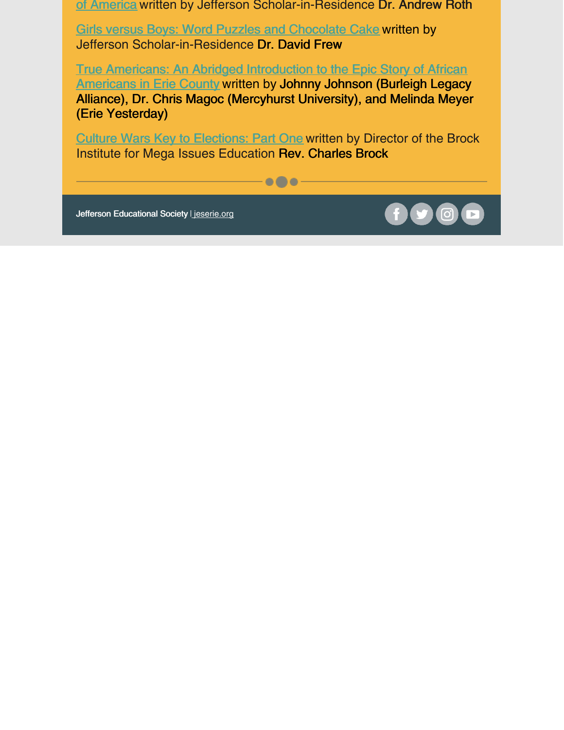of America written by Jefferson Scholar-in-Residence **Dr. Andrew Roth**

Girls versus Boys: Word Puzzles and Chocolate Cake written by Jefferson Scholar-in-Residence **Dr. David Frew**

True Americans: An Abridged Introduction to the Epic Story of African Americans in Erie County written by **Johnny Johnson (Burleigh Legacy Alliance), Dr. Chris Magoc (Mercyhurst University), and Melinda Meyer (Erie Yesterday)**

Culture Wars Key to Elections: Part One written by Director of the Brock Institute for Mega Issues Education **Rev. Charles Brock**

**Jefferson Educational Society** | jeserie.org